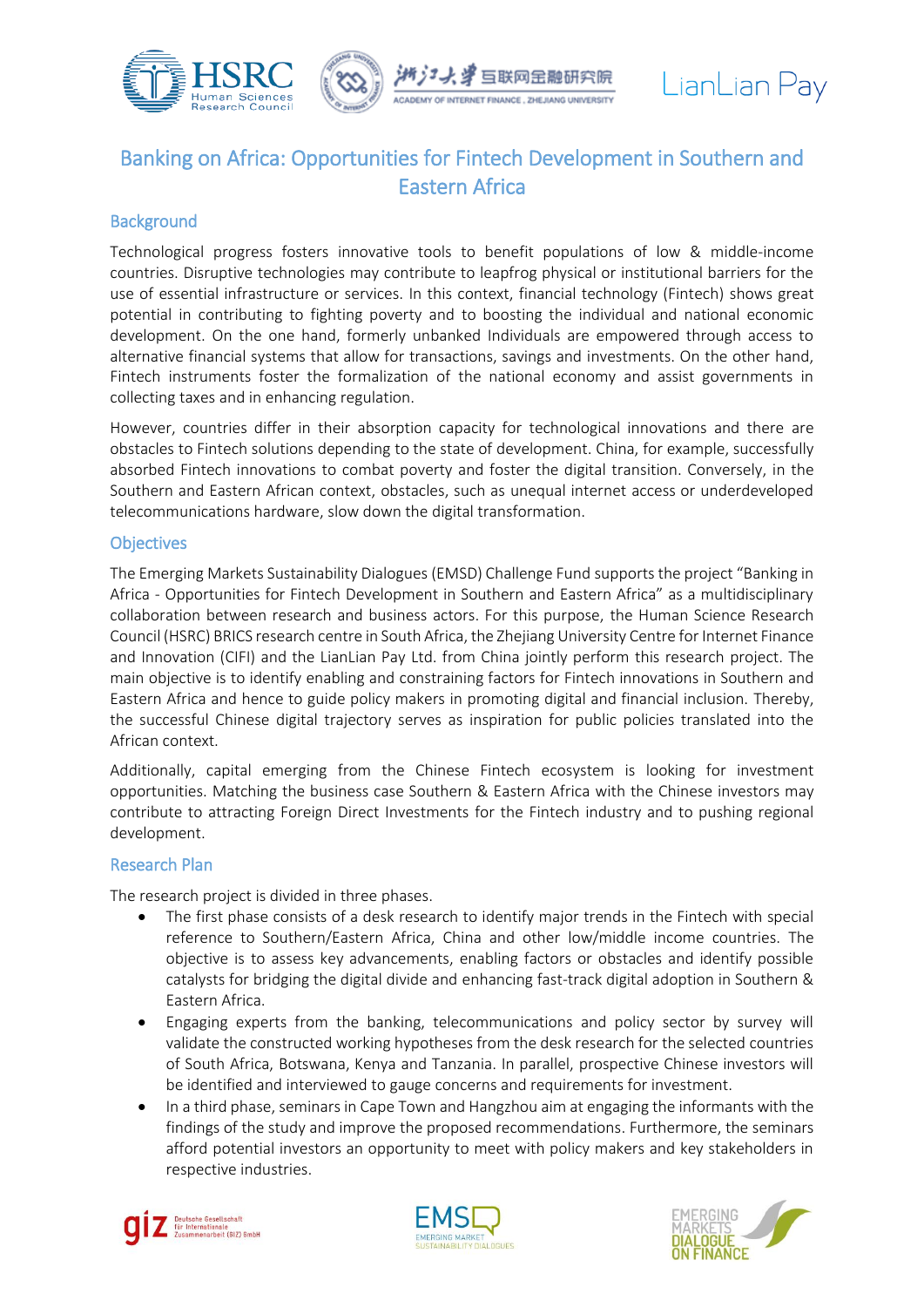# Banking on Africa: Opportunities for Fintech Development in Southern and Eastern Africa

## Background

Technological progress fosters innovative tools to benefit populations of low & middle-income countries. Disruptive technologies may contribute to leapfrog physical or institutional barriers for the use of essential infrastructure or services. In this context, financial technology (Fintech) shows great potential in contributing to fighting poverty and to boosting the individual and national economic development. On the one hand, formerly unbanked Individuals are empowered through access to alternative financial systems that allow for transactions, savings and investments. On the other hand, Fintech instruments foster the formalization of the national economy and assist governments in collecting taxes and in enhancing regulation.

However, countries differ in their absorption capacity for technological innovations and there are obstacles to Fintech solutions depending to the state of development. China, for example, successfully absorbed Fintech innovations to combat poverty and foster the digital transition. Conversely, in the Southern and Eastern African context, obstacles, such as unequal internet access or underdeveloped telecommunications hardware, slow down the digital transformation.

## Objectives

The Emerging Markets Sustainability Dialogues (EMSD) Challenge Fund supports the project "Banking in Africa - Opportunities for Fintech Development in Southern and Eastern Africa" as a multidisciplinary collaboration between research and business actors. For this purpose, the Human Science Research Council (HSRC) BRICS research centre in South Africa, the Zhejiang University Centre for Internet Finance and Innovation (CIFI) and the LianLian Pay Ltd. from China jointly perform this research project. The main objective is to identify enabling and constraining factors for Fintech innovations in Southern and Eastern Africa and hence to guide policy makers in promoting digital and financial inclusion. Thereby, the successful Chinese digital trajectory serves as inspiration for public policies translated into the African context.

Additionally, capital emerging from the Chinese Fintech ecosystem is looking for investment opportunities. Matching the business case Southern & Eastern Africa with the Chinese investors may contribute to attracting Foreign Direct Investments for the Fintech industry and to pushing regional development.

## Research Plan

The research project is divided in three phases.

- The first phase consists of a desk research to identify major trends in the Fintech with special reference to Southern/Eastern Africa, China and other low/middle income countries. The objective is to assess key advancements, enabling factors or obstacles and identify possible catalysts for bridging the digital divide and enhancing fast-track digital adoption in Southern & Eastern Africa.
- Engaging experts from the banking, telecommunications and policy sector by survey will validate the constructed working hypotheses from the desk research for the selected countries of South Africa, Botswana, Kenya and Tanzania. In parallel, prospective Chinese investors will be identified and interviewed to gauge concerns and requirements for investment.
- In a third phase, seminars in Cape Town and Hangzhou aim at engaging the informants with the findings of the study and improve the proposed recommendations. Furthermore, the seminars afford potential investors an opportunity to meet with policy makers and key stakeholders in respective industries.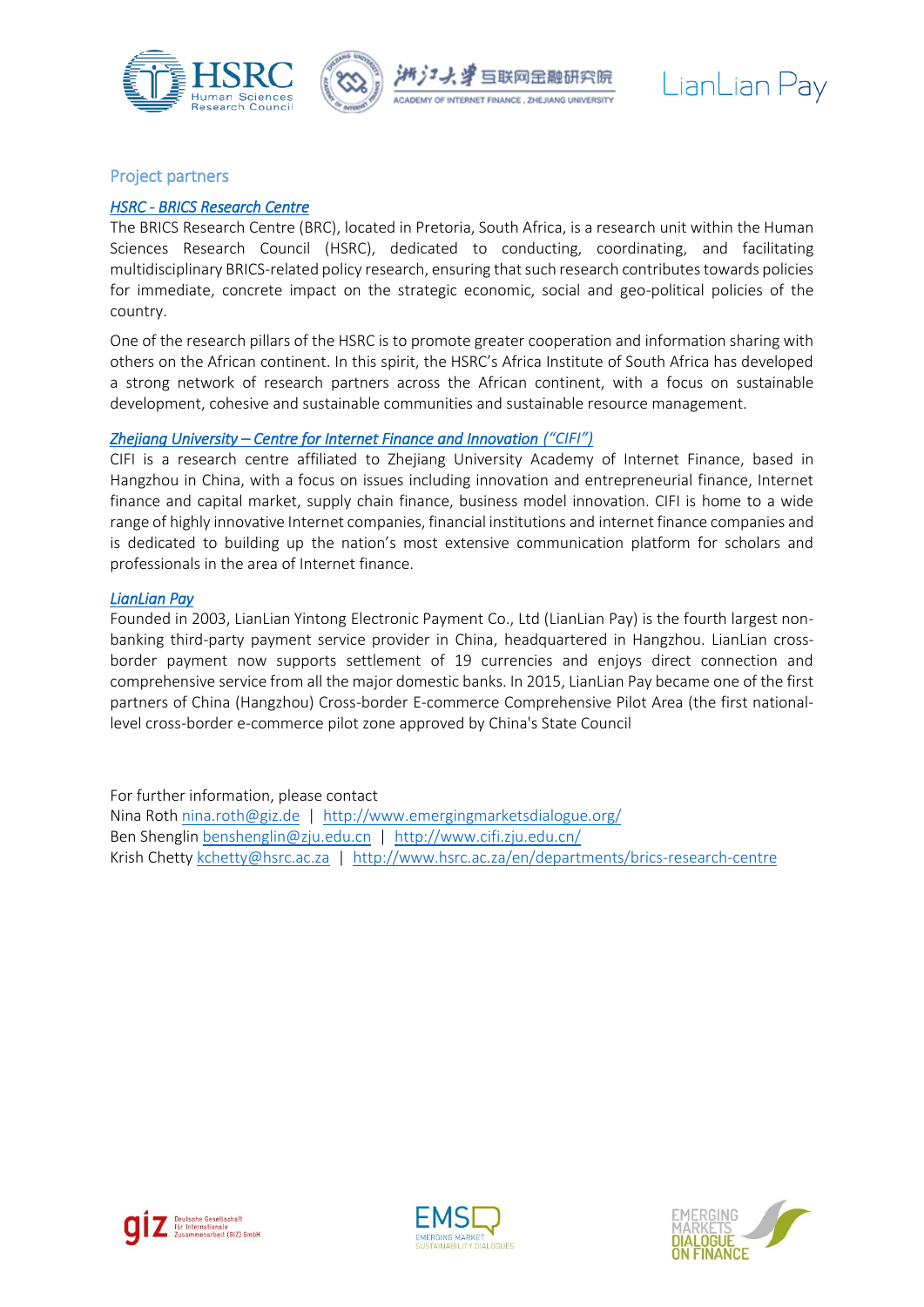## Project partners

### *HSRC - BRICS Research Centre*

The BRICS Research Centre (BRC), located in Pretoria, South Africa, is a research unit within the Human Sciences Research Council (HSRC), dedicated to conducting, coordinating, and facilitating multidisciplinary BRICS-related policy research, ensuring that such research contributes towards policies for immediate, concrete impact on the strategic economic, social and geo-political policies of the country.

One of the research pillars of the HSRC is to promote greater cooperation and information sharing with others on the African continent. In this spirit, the HSRC's Africa Institute of South Africa has developed a strong network of research partners across the African continent, with a focus on sustainable development, cohesive and sustainable communities and sustainable resource management.

### *Zhejiang University – Centre for Internet Finance and Innovation ("CIFI")*

CIFI is a research centre affiliated to Zhejiang University Academy of Internet Finance, based in Hangzhou in China, with a focus on issues including innovation and entrepreneurial finance, Internet finance and capital market, supply chain finance, business model innovation. CIFI is home to a wide range of highly innovative Internet companies, financial institutions and internet finance companies and is dedicated to building up the nation's most extensive communication platform for scholars and professionals in the area of Internet finance.

### *LianLian Pay*

Founded in 2003, LianLian Yintong Electronic Payment Co., Ltd (LianLian Pay) is the fourth largest non-banking third-party payment service provider in China, headquartered in Hangzhou. LianLian cross-border payment now supports settlement of 19 currencies and enjoys direct connection and comprehensive service from all the major domestic banks. In 2015, LianLian Pay became one of the first partners of China (Hangzhou) Cross-border E-commerce Comprehensive Pilot Area (the first national-level cross-border e-commerce pilot zone approved by China's State Council

For further information, please contact

Nina Roth nina.roth@giz.de | http://www.emergingmarketsdialogue.org/

Ben Shenglin benshenglin@zju.edu.cn | http://www.cifi.zju.edu.cn/

Krish Chetty kchetty@hsrc.ac.za | http://www.hsrc.ac.za/en/departments/brics-research-centre